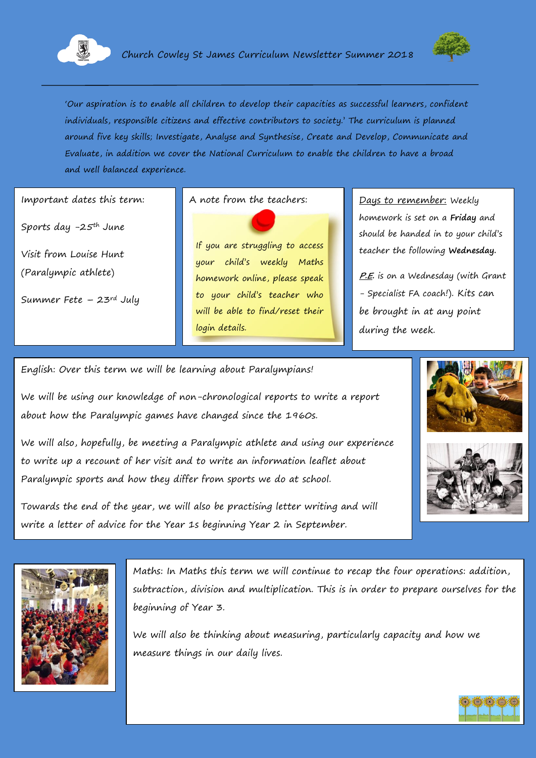# Church Cowley St James Curriculum Newsletter Summer 2018

'Our aspiration is to enable all children to develop their capacities as successful learners, confident individuals, responsible citizens and effective contributors to society.' The curriculum is planned around five key skills; Investigate, Analyse and Synthesise, Create and Develop, Communicate and Evaluate, in addition we cover the National Curriculum to enable the children to have a broad and well balanced experience.

Important dates this term:

Sports day –25th June

Visit from Louise Hunt (Paralympic athlete)

Summer Fete – 23rd July

A note from the teachers:

If you are struggling to access your child's weekly Maths homework online, please speak to your child's teacher who will be able to find/reset their login details.

Days to remember: Weekly homework is set on a **Friday** and should be handed in to your child's teacher the following **Wednesday.**

P.E. is on a Wednesday (with Grant – Specialist FA coach!). Kits can be brought in at any point during the week.

English: Over this term we will be learning about Paralympians!

We will be using our knowledge of non-chronological reports to write a report about how the Paralympic games have changed since the 1960s.

We will also, hopefully, be meeting a Paralympic athlete and using our experience to write up a recount of her visit and to write an information leaflet about Paralympic sports and how they differ from sports we do at school.

Towards the end of the year, we will also be practising letter writing and will write a letter of advice for the Year 1s beginning Year 2 in September.

Maths: In Maths this term we will continue to recap the four operations: addition, subtraction, division and multiplication. This is in order to prepare ourselves for the beginning of Year 3.

We will also be thinking about measuring, particularly capacity and how we measure things in our daily lives.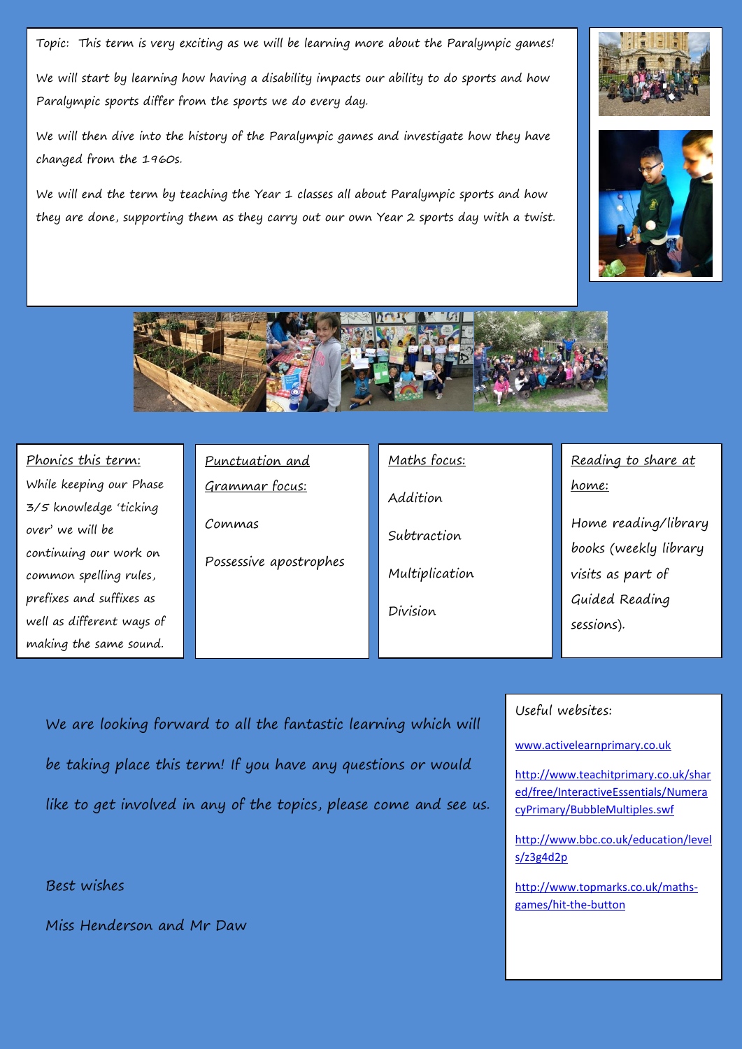Topic: This term is very exciting as we will be learning more about the Paralympic games!

We will start by learning how having a disability impacts our ability to do sports and how Paralympic sports differ from the sports we do every day.

We will then dive into the history of the Paralympic games and investigate how they have changed from the 1960s.

We will end the term by teaching the Year 1 classes all about Paralympic sports and how they are done, supporting them as they carry out our own Year 2 sports day with a twist.

Phonics this term:

While keeping our Phase 3/5 knowledge 'ticking over' we will be continuing our work on common spelling rules, prefixes and suffixes as well as different ways of making the same sound.

Punctuation and Grammar focus:

Commas

Possessive apostrophes

Maths focus:

Addition

Subtraction

Multiplication

Division

Reading to share at home:

Home reading/library books (weekly library visits as part of Guided Reading sessions).

We are looking forward to all the fantastic learning which will be taking place this term! If you have any questions or would like to get involved in any of the topics, please come and see us.

Best wishes

Miss Henderson and Mr Daw

Useful websites:

www.activelearnprimary.co.uk

http://www.teachitprimary.co.uk/shared/free/InteractiveEssentials/NumeracyPrimary/BubbleMultiples.swf

http://www.bbc.co.uk/education/levels/z3g4d2p

http://www.topmarks.co.uk/maths-games/hit-the-button